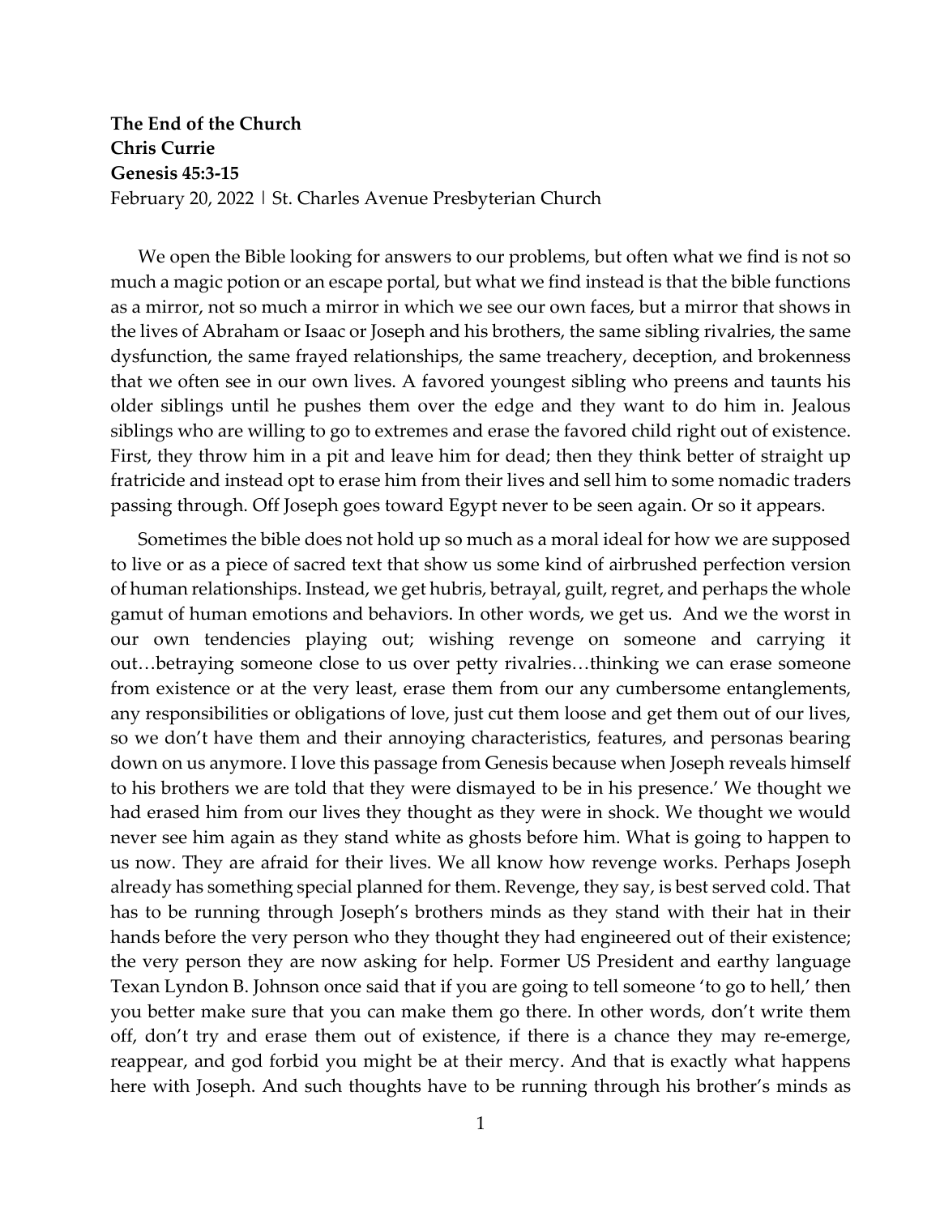**The End of the Church**
**Chris Currie**
**Genesis 45:3-15**
February 20, 2022 | St. Charles Avenue Presbyterian Church

We open the Bible looking for answers to our problems, but often what we find is not so much a magic potion or an escape portal, but what we find instead is that the bible functions as a mirror, not so much a mirror in which we see our own faces, but a mirror that shows in the lives of Abraham or Isaac or Joseph and his brothers, the same sibling rivalries, the same dysfunction, the same frayed relationships, the same treachery, deception, and brokenness that we often see in our own lives. A favored youngest sibling who preens and taunts his older siblings until he pushes them over the edge and they want to do him in. Jealous siblings who are willing to go to extremes and erase the favored child right out of existence. First, they throw him in a pit and leave him for dead; then they think better of straight up fratricide and instead opt to erase him from their lives and sell him to some nomadic traders passing through. Off Joseph goes toward Egypt never to be seen again. Or so it appears.

Sometimes the bible does not hold up so much as a moral ideal for how we are supposed to live or as a piece of sacred text that show us some kind of airbrushed perfection version of human relationships. Instead, we get hubris, betrayal, guilt, regret, and perhaps the whole gamut of human emotions and behaviors. In other words, we get us. And we the worst in our own tendencies playing out; wishing revenge on someone and carrying it out…betraying someone close to us over petty rivalries…thinking we can erase someone from existence or at the very least, erase them from our any cumbersome entanglements, any responsibilities or obligations of love, just cut them loose and get them out of our lives, so we don't have them and their annoying characteristics, features, and personas bearing down on us anymore. I love this passage from Genesis because when Joseph reveals himself to his brothers we are told that they were dismayed to be in his presence.' We thought we had erased him from our lives they thought as they were in shock. We thought we would never see him again as they stand white as ghosts before him. What is going to happen to us now. They are afraid for their lives. We all know how revenge works. Perhaps Joseph already has something special planned for them. Revenge, they say, is best served cold. That has to be running through Joseph's brothers minds as they stand with their hat in their hands before the very person who they thought they had engineered out of their existence; the very person they are now asking for help. Former US President and earthy language Texan Lyndon B. Johnson once said that if you are going to tell someone 'to go to hell,' then you better make sure that you can make them go there. In other words, don't write them off, don't try and erase them out of existence, if there is a chance they may re-emerge, reappear, and god forbid you might be at their mercy. And that is exactly what happens here with Joseph. And such thoughts have to be running through his brother's minds as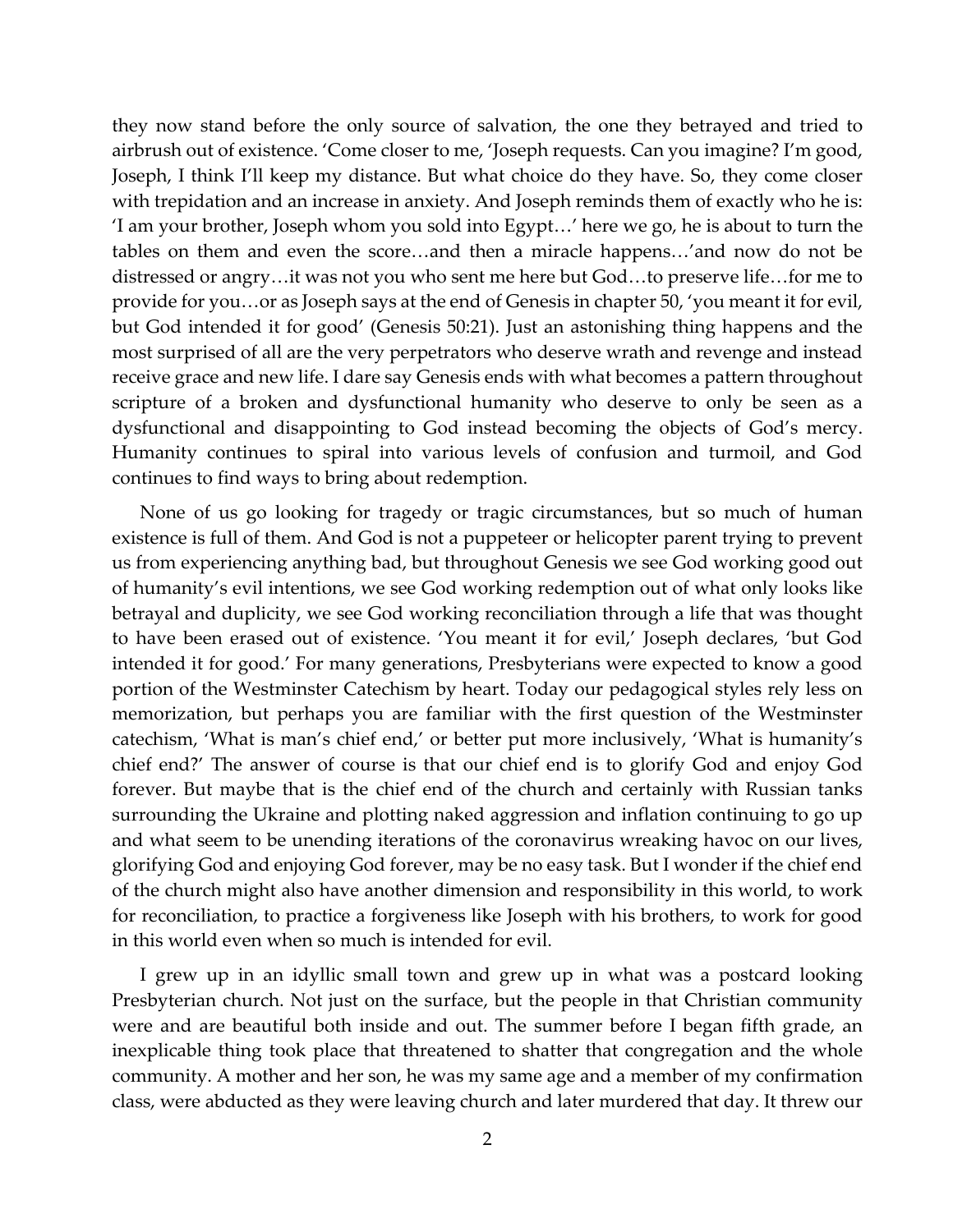they now stand before the only source of salvation, the one they betrayed and tried to airbrush out of existence. 'Come closer to me, 'Joseph requests. Can you imagine? I'm good, Joseph, I think I'll keep my distance. But what choice do they have. So, they come closer with trepidation and an increase in anxiety. And Joseph reminds them of exactly who he is: 'I am your brother, Joseph whom you sold into Egypt…' here we go, he is about to turn the tables on them and even the score…and then a miracle happens…'and now do not be distressed or angry…it was not you who sent me here but God…to preserve life…for me to provide for you…or as Joseph says at the end of Genesis in chapter 50, 'you meant it for evil, but God intended it for good' (Genesis 50:21). Just an astonishing thing happens and the most surprised of all are the very perpetrators who deserve wrath and revenge and instead receive grace and new life. I dare say Genesis ends with what becomes a pattern throughout scripture of a broken and dysfunctional humanity who deserve to only be seen as a dysfunctional and disappointing to God instead becoming the objects of God's mercy. Humanity continues to spiral into various levels of confusion and turmoil, and God continues to find ways to bring about redemption.

None of us go looking for tragedy or tragic circumstances, but so much of human existence is full of them. And God is not a puppeteer or helicopter parent trying to prevent us from experiencing anything bad, but throughout Genesis we see God working good out of humanity's evil intentions, we see God working redemption out of what only looks like betrayal and duplicity, we see God working reconciliation through a life that was thought to have been erased out of existence. 'You meant it for evil,' Joseph declares, 'but God intended it for good.' For many generations, Presbyterians were expected to know a good portion of the Westminster Catechism by heart. Today our pedagogical styles rely less on memorization, but perhaps you are familiar with the first question of the Westminster catechism, 'What is man's chief end,' or better put more inclusively, 'What is humanity's chief end?' The answer of course is that our chief end is to glorify God and enjoy God forever. But maybe that is the chief end of the church and certainly with Russian tanks surrounding the Ukraine and plotting naked aggression and inflation continuing to go up and what seem to be unending iterations of the coronavirus wreaking havoc on our lives, glorifying God and enjoying God forever, may be no easy task. But I wonder if the chief end of the church might also have another dimension and responsibility in this world, to work for reconciliation, to practice a forgiveness like Joseph with his brothers, to work for good in this world even when so much is intended for evil.

I grew up in an idyllic small town and grew up in what was a postcard looking Presbyterian church. Not just on the surface, but the people in that Christian community were and are beautiful both inside and out. The summer before I began fifth grade, an inexplicable thing took place that threatened to shatter that congregation and the whole community. A mother and her son, he was my same age and a member of my confirmation class, were abducted as they were leaving church and later murdered that day. It threw our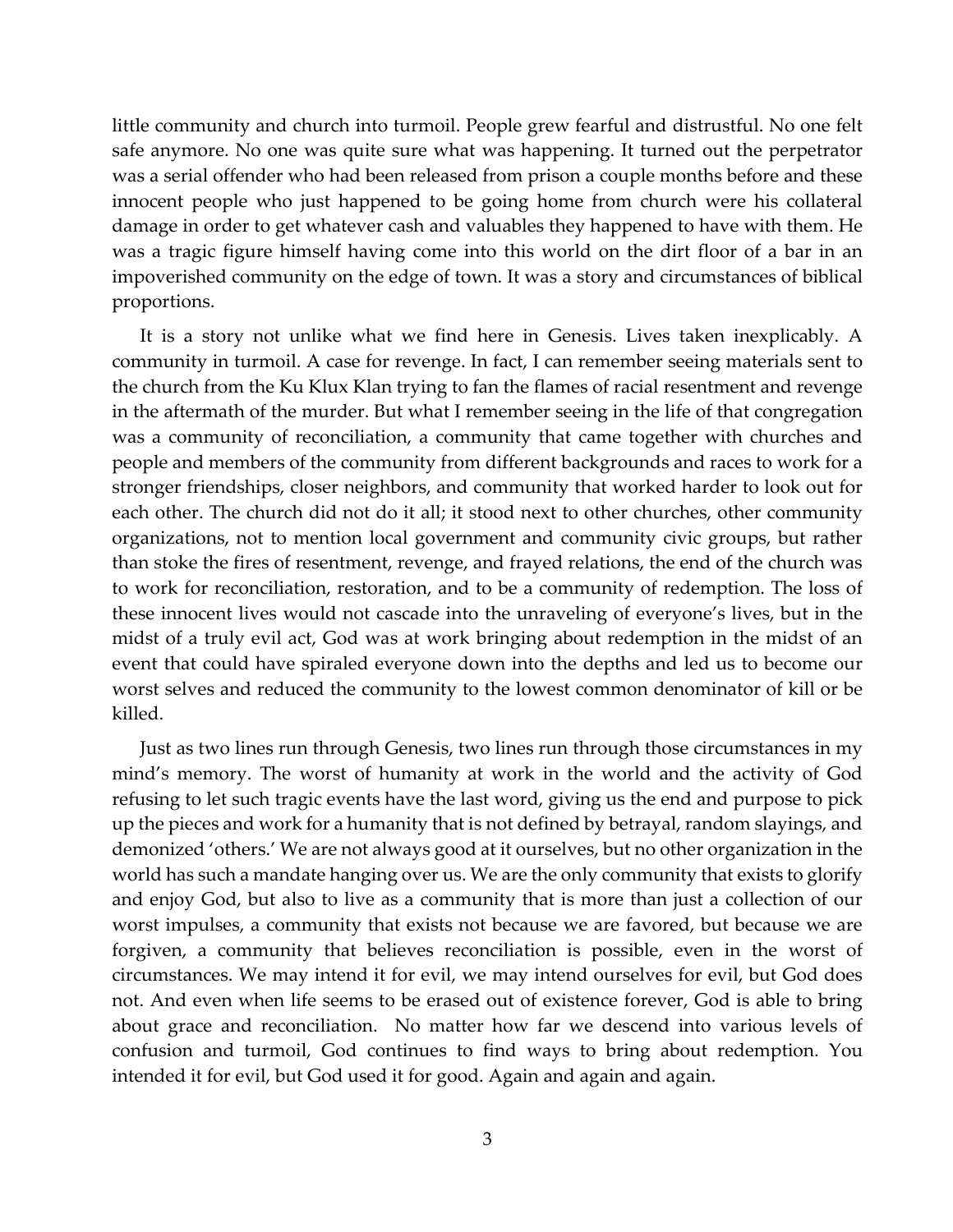little community and church into turmoil. People grew fearful and distrustful. No one felt safe anymore. No one was quite sure what was happening. It turned out the perpetrator was a serial offender who had been released from prison a couple months before and these innocent people who just happened to be going home from church were his collateral damage in order to get whatever cash and valuables they happened to have with them. He was a tragic figure himself having come into this world on the dirt floor of a bar in an impoverished community on the edge of town. It was a story and circumstances of biblical proportions.

It is a story not unlike what we find here in Genesis. Lives taken inexplicably. A community in turmoil. A case for revenge. In fact, I can remember seeing materials sent to the church from the Ku Klux Klan trying to fan the flames of racial resentment and revenge in the aftermath of the murder. But what I remember seeing in the life of that congregation was a community of reconciliation, a community that came together with churches and people and members of the community from different backgrounds and races to work for a stronger friendships, closer neighbors, and community that worked harder to look out for each other. The church did not do it all; it stood next to other churches, other community organizations, not to mention local government and community civic groups, but rather than stoke the fires of resentment, revenge, and frayed relations, the end of the church was to work for reconciliation, restoration, and to be a community of redemption. The loss of these innocent lives would not cascade into the unraveling of everyone's lives, but in the midst of a truly evil act, God was at work bringing about redemption in the midst of an event that could have spiraled everyone down into the depths and led us to become our worst selves and reduced the community to the lowest common denominator of kill or be killed.

Just as two lines run through Genesis, two lines run through those circumstances in my mind's memory. The worst of humanity at work in the world and the activity of God refusing to let such tragic events have the last word, giving us the end and purpose to pick up the pieces and work for a humanity that is not defined by betrayal, random slayings, and demonized 'others.' We are not always good at it ourselves, but no other organization in the world has such a mandate hanging over us. We are the only community that exists to glorify and enjoy God, but also to live as a community that is more than just a collection of our worst impulses, a community that exists not because we are favored, but because we are forgiven, a community that believes reconciliation is possible, even in the worst of circumstances. We may intend it for evil, we may intend ourselves for evil, but God does not. And even when life seems to be erased out of existence forever, God is able to bring about grace and reconciliation. No matter how far we descend into various levels of confusion and turmoil, God continues to find ways to bring about redemption. You intended it for evil, but God used it for good. Again and again and again.